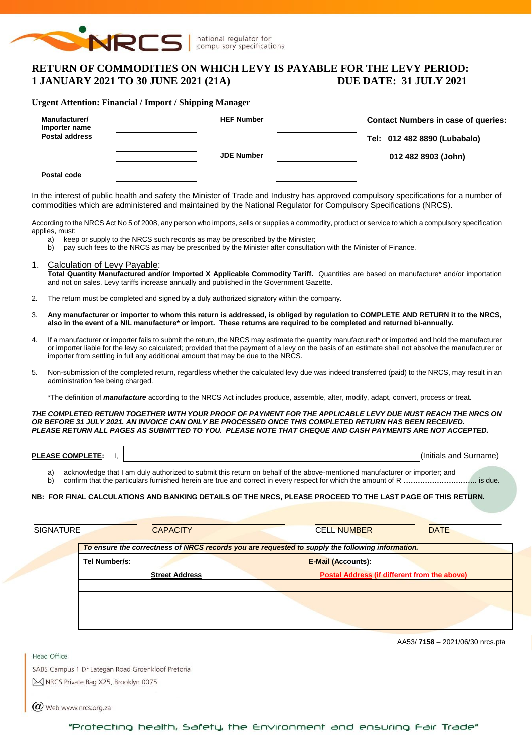NRCS | national regulator for compulsory specifications

# RETURN OF COMMODITIES ON WHICH LEVY IS PAYABLE FOR THE LEVY PERIOD: 1 JANUARY 2021 TO 30 JUNE 2021 (21A) DUE DATE: 31 JULY 2021

**Urgent Attention: Financial / Import / Shipping Manager**

| | | | | |
|---|---|---|---|---|
| **Manufacturer/ Importer name Postal address** | | **HEF Number** | | **Contact Numbers in case of queries:** |
| | | | | **Tel: 012 482 8890 (Lubabalo)** |
| | | **JDE Number** | | **012 482 8903 (John)** |
| **Postal code** | | | | |

In the interest of public health and safety the Minister of Trade and Industry has approved compulsory specifications for a number of commodities which are administered and maintained by the National Regulator for Compulsory Specifications (NRCS).

According to the NRCS Act No 5 of 2008, any person who imports, sells or supplies a commodity, product or service to which a compulsory specification applies, must:

a) keep or supply to the NRCS such records as may be prescribed by the Minister;
b) pay such fees to the NRCS as may be prescribed by the Minister after consultation with the Minister of Finance.

1. Calculation of Levy Payable:
   **Total Quantity Manufactured and/or Imported X Applicable Commodity Tariff.** Quantities are based on manufacture* and/or importation and not on sales. Levy tariffs increase annually and published in the Government Gazette.

2. The return must be completed and signed by a duly authorized signatory within the company.

3. **Any manufacturer or importer to whom this return is addressed, is obliged by regulation to COMPLETE AND RETURN it to the NRCS, also in the event of a NIL manufacture* or import. These returns are required to be completed and returned bi-annually.**

4. If a manufacturer or importer fails to submit the return, the NRCS may estimate the quantity manufactured* or imported and hold the manufacturer or importer liable for the levy so calculated; provided that the payment of a levy on the basis of an estimate shall not absolve the manufacturer or importer from settling in full any additional amount that may be due to the NRCS.

5. Non-submission of the completed return, regardless whether the calculated levy due was indeed transferred (paid) to the NRCS, may result in an administration fee being charged.

   *The definition of ***manufacture*** according to the NRCS Act includes produce, assemble, alter, modify, adapt, convert, process or treat.

***THE COMPLETED RETURN TOGETHER WITH YOUR PROOF OF PAYMENT FOR THE APPLICABLE LEVY DUE MUST REACH THE NRCS ON OR BEFORE 31 JULY 2021. AN INVOICE CAN ONLY BE PROCESSED ONCE THIS COMPLETED RETURN HAS BEEN RECEIVED. PLEASE RETURN ALL PAGES AS SUBMITTED TO YOU. PLEASE NOTE THAT CHEQUE AND CASH PAYMENTS ARE NOT ACCEPTED.***

**PLEASE COMPLETE:** I, ______________________________ (Initials and Surname)

a) acknowledge that I am duly authorized to submit this return on behalf of the above-mentioned manufacturer or importer; and
b) confirm that the particulars furnished herein are true and correct in every respect for which the amount of R .............................. is due.

**NB: FOR FINAL CALCULATIONS AND BANKING DETAILS OF THE NRCS, PLEASE PROCEED TO THE LAST PAGE OF THIS RETURN.**

SIGNATURE &nbsp;&nbsp;&nbsp; CAPACITY &nbsp;&nbsp;&nbsp; CELL NUMBER &nbsp;&nbsp;&nbsp; DATE

***To ensure the correctness of NRCS records you are requested to supply the following information.***

| **Tel Number/s:** | **E-Mail (Accounts):** |
|---|---|
| **Street Address** | **Postal Address (if different from the above)** |
| | |
| | |
| | |
| | |

AA53/ **7158** – 2021/06/30 nrcs.pta

Head Office
SABS Campus 1 Dr Lategan Road Groenkloof Pretoria
NRCS Private Bag X25, Brooklyn 0075
Web www.nrcs.org.za

"Protecting health, Safety, the Environment and ensuring Fair Trade"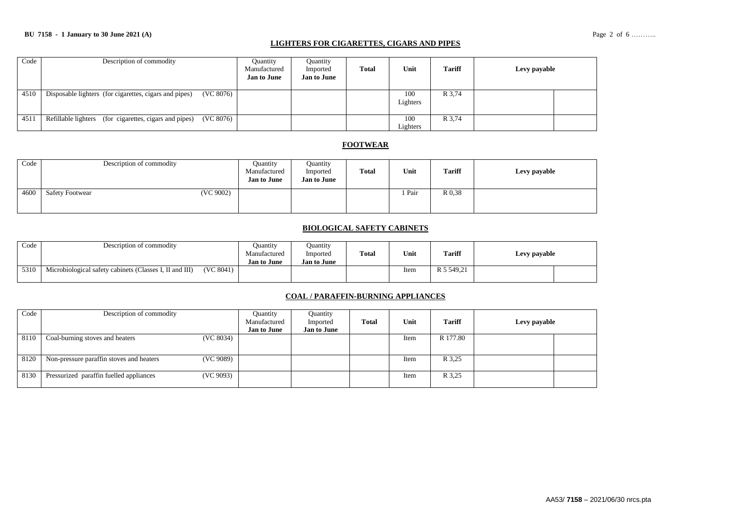## LIGHTERS FOR CIGARETTES, CIGARS AND PIPES

| Code | Description of commodity | Quantity Manufactured **Jan to June** | Quantity Imported **Jan to June** | **Total** | **Unit** | **Tariff** | **Levy payable** | |
|---|---|---|---|---|---|---|---|---|
| 4510 | Disposable lighters (for cigarettes, cigars and pipes) (VC 8076) | | | | 100 Lighters | R 3,74 | | |
| 4511 | Refillable lighters (for cigarettes, cigars and pipes) (VC 8076) | | | | 100 Lighters | R 3,74 | | |

## FOOTWEAR

| Code | Description of commodity | Quantity Manufactured **Jan to June** | Quantity Imported **Jan to June** | **Total** | **Unit** | **Tariff** | **Levy payable** |
|---|---|---|---|---|---|---|---|
| 4600 | Safety Footwear (VC 9002) | | | | 1 Pair | R 0,38 | |

## BIOLOGICAL SAFETY CABINETS

| Code | Description of commodity | Quantity Manufactured **Jan to June** | Quantity Imported **Jan to June** | **Total** | **Unit** | **Tariff** | **Levy payable** | |
|---|---|---|---|---|---|---|---|---|
| 5310 | Microbiological safety cabinets (Classes I, II and III) (VC 8041) | | | | Item | R 5 549,21 | | |

## COAL / PARAFFIN-BURNING APPLIANCES

| Code | Description of commodity | Quantity Manufactured **Jan to June** | Quantity Imported **Jan to June** | **Total** | **Unit** | **Tariff** | **Levy payable** | |
|---|---|---|---|---|---|---|---|---|
| 8110 | Coal-burning stoves and heaters (VC 8034) | | | | Item | R 177.80 | | |
| 8120 | Non-pressure paraffin stoves and heaters (VC 9089) | | | | Item | R 3,25 | | |
| 8130 | Pressurized paraffin fuelled appliances (VC 9093) | | | | Item | R 3,25 | | |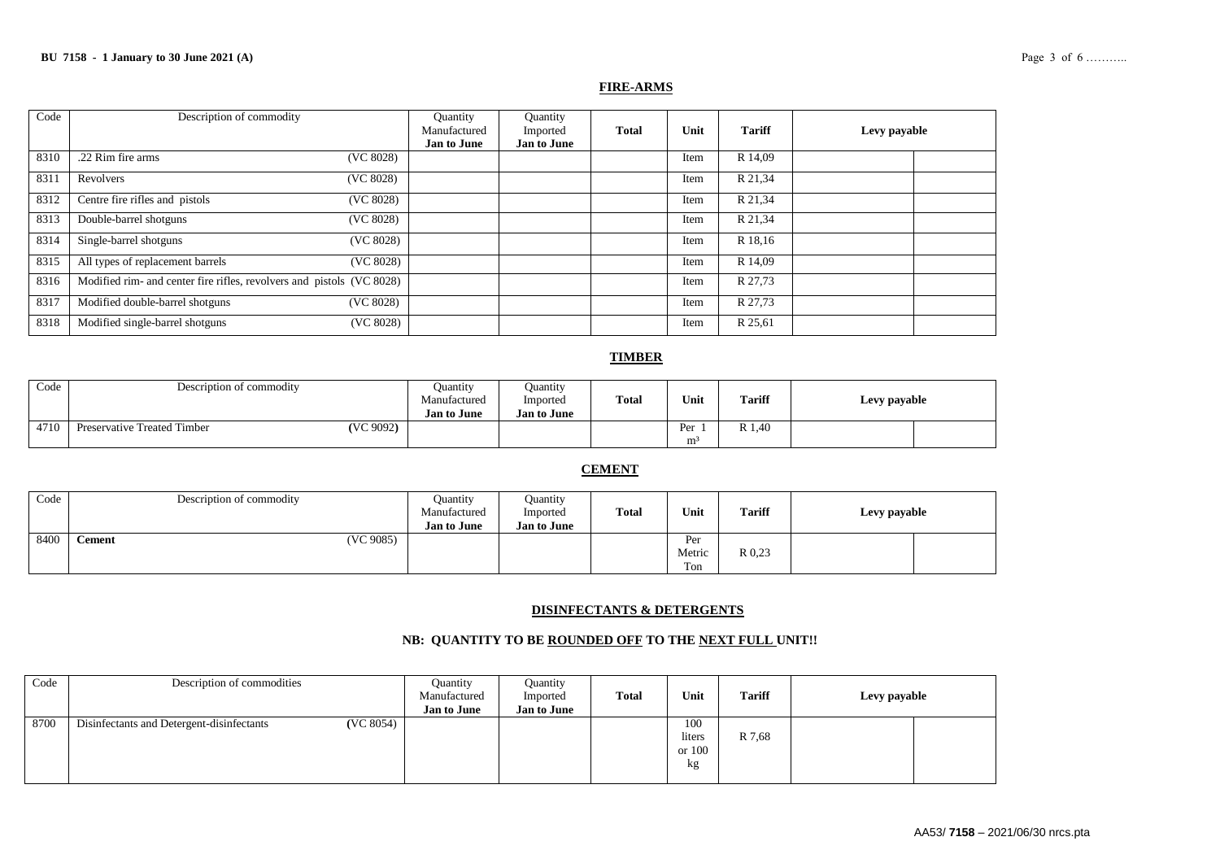## FIRE-ARMS

| Code | Description of commodity | Quantity Manufactured **Jan to June** | Quantity Imported **Jan to June** | **Total** | **Unit** | **Tariff** | **Levy payable** | |
|---|---|---|---|---|---|---|---|---|
| 8310 | .22 Rim fire arms (VC 8028) | | | | Item | R 14,09 | | |
| 8311 | Revolvers (VC 8028) | | | | Item | R 21,34 | | |
| 8312 | Centre fire rifles and pistols (VC 8028) | | | | Item | R 21,34 | | |
| 8313 | Double-barrel shotguns (VC 8028) | | | | Item | R 21,34 | | |
| 8314 | Single-barrel shotguns (VC 8028) | | | | Item | R 18,16 | | |
| 8315 | All types of replacement barrels (VC 8028) | | | | Item | R 14,09 | | |
| 8316 | Modified rim- and center fire rifles, revolvers and pistols (VC 8028) | | | | Item | R 27,73 | | |
| 8317 | Modified double-barrel shotguns (VC 8028) | | | | Item | R 27,73 | | |
| 8318 | Modified single-barrel shotguns (VC 8028) | | | | Item | R 25,61 | | |

## TIMBER

| Code | Description of commodity | Quantity Manufactured **Jan to June** | Quantity Imported **Jan to June** | **Total** | **Unit** | **Tariff** | **Levy payable** | |
|---|---|---|---|---|---|---|---|---|
| 4710 | Preservative Treated Timber **(**VC 9092**)** | | | | Per 1 $m^3$ | R 1,40 | | |

## CEMENT

| Code | Description of commodity | Quantity Manufactured **Jan to June** | Quantity Imported **Jan to June** | **Total** | **Unit** | **Tariff** | **Levy payable** | |
|---|---|---|---|---|---|---|---|---|
| 8400 | **Cement** (VC 9085) | | | | Per Metric Ton | R 0,23 | | |

## DISINFECTANTS & DETERGENTS

### NB: QUANTITY TO BE ROUNDED OFF TO THE NEXT FULL UNIT!!

| Code | Description of commodities | Quantity Manufactured **Jan to June** | Quantity Imported **Jan to June** | **Total** | **Unit** | **Tariff** | **Levy payable** | |
|---|---|---|---|---|---|---|---|---|
| 8700 | Disinfectants and Detergent-disinfectants **(**VC 8054**)** | | | | 100 liters or 100 kg | R 7,68 | | |

AA53/ **7158** – 2021/06/30 nrcs.pta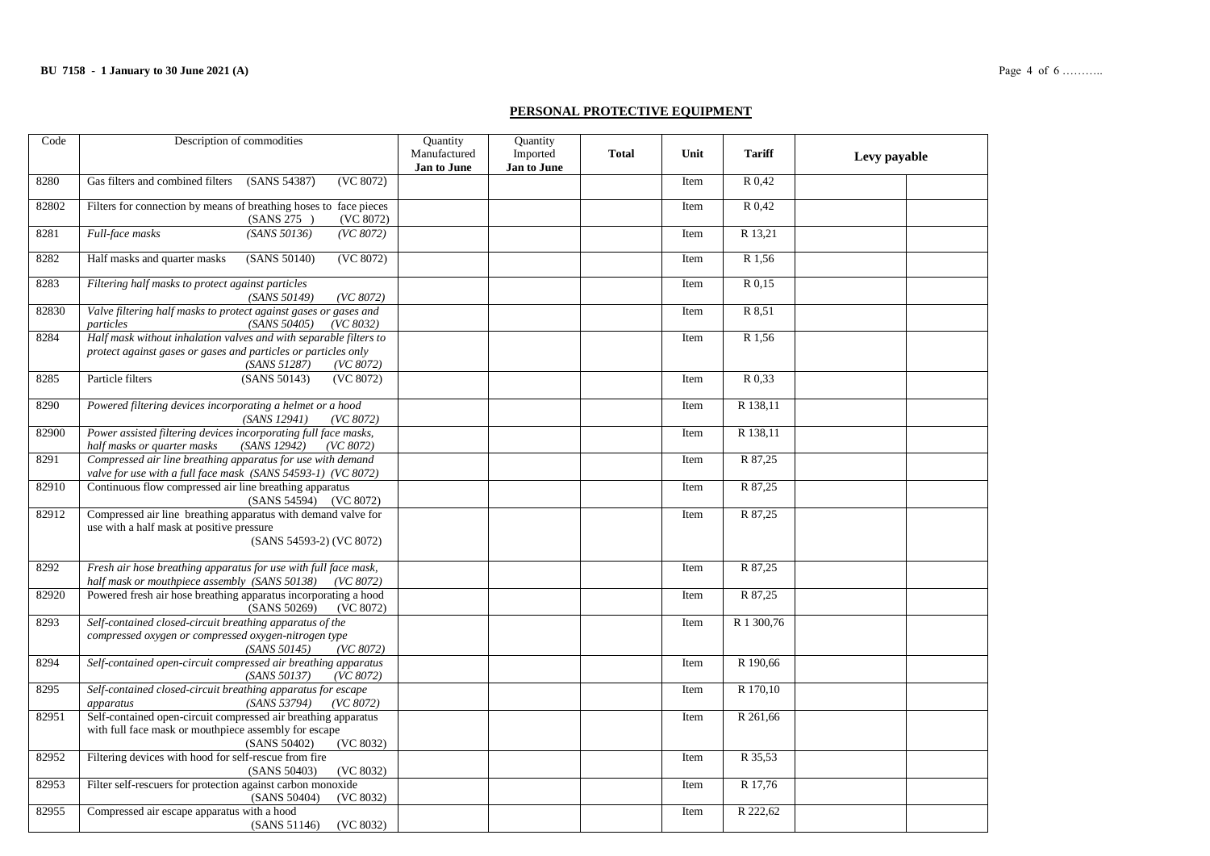## PERSONAL PROTECTIVE EQUIPMENT

| Code | Description of commodities | Quantity Manufactured Jan to June | Quantity Imported Jan to June | Total | Unit | Tariff | Levy payable | |
|---|---|---|---|---|---|---|---|---|
| 8280 | Gas filters and combined filters (SANS 54387) (VC 8072) | | | | Item | R 0,42 | | |
| 82802 | Filters for connection by means of breathing hoses to face pieces (SANS 275 ) (VC 8072) | | | | Item | R 0,42 | | |
| 8281 | *Full-face masks (SANS 50136) (VC 8072)* | | | | Item | R 13,21 | | |
| 8282 | Half masks and quarter masks (SANS 50140) (VC 8072) | | | | Item | R 1,56 | | |
| 8283 | *Filtering half masks to protect against particles (SANS 50149) (VC 8072)* | | | | Item | R 0,15 | | |
| 82830 | *Valve filtering half masks to protect against gases or gases and particles (SANS 50405) (VC 8032)* | | | | Item | R 8,51 | | |
| 8284 | *Half mask without inhalation valves and with separable filters to protect against gases or gases and particles or particles only (SANS 51287) (VC 8072)* | | | | Item | R 1,56 | | |
| 8285 | Particle filters (SANS 50143) (VC 8072) | | | | Item | R 0,33 | | |
| 8290 | *Powered filtering devices incorporating a helmet or a hood (SANS 12941) (VC 8072)* | | | | Item | R 138,11 | | |
| 82900 | *Power assisted filtering devices incorporating full face masks, half masks or quarter masks (SANS 12942) (VC 8072)* | | | | Item | R 138,11 | | |
| 8291 | *Compressed air line breathing apparatus for use with demand valve for use with a full face mask (SANS 54593-1) (VC 8072)* | | | | Item | R 87,25 | | |
| 82910 | Continuous flow compressed air line breathing apparatus (SANS 54594) (VC 8072) | | | | Item | R 87,25 | | |
| 82912 | Compressed air line breathing apparatus with demand valve for use with a half mask at positive pressure (SANS 54593-2) (VC 8072) | | | | Item | R 87,25 | | |
| 8292 | *Fresh air hose breathing apparatus for use with full face mask, half mask or mouthpiece assembly (SANS 50138) (VC 8072)* | | | | Item | R 87,25 | | |
| 82920 | Powered fresh air hose breathing apparatus incorporating a hood (SANS 50269) (VC 8072) | | | | Item | R 87,25 | | |
| 8293 | *Self-contained closed-circuit breathing apparatus of the compressed oxygen or compressed oxygen-nitrogen type (SANS 50145) (VC 8072)* | | | | Item | R 1 300,76 | | |
| 8294 | *Self-contained open-circuit compressed air breathing apparatus (SANS 50137) (VC 8072)* | | | | Item | R 190,66 | | |
| 8295 | *Self-contained closed-circuit breathing apparatus for escape apparatus (SANS 53794) (VC 8072)* | | | | Item | R 170,10 | | |
| 82951 | Self-contained open-circuit compressed air breathing apparatus with full face mask or mouthpiece assembly for escape (SANS 50402) (VC 8032) | | | | Item | R 261,66 | | |
| 82952 | Filtering devices with hood for self-rescue from fire (SANS 50403) (VC 8032) | | | | Item | R 35,53 | | |
| 82953 | Filter self-rescuers for protection against carbon monoxide (SANS 50404) (VC 8032) | | | | Item | R 17,76 | | |
| 82955 | Compressed air escape apparatus with a hood (SANS 51146) (VC 8032) | | | | Item | R 222,62 | | |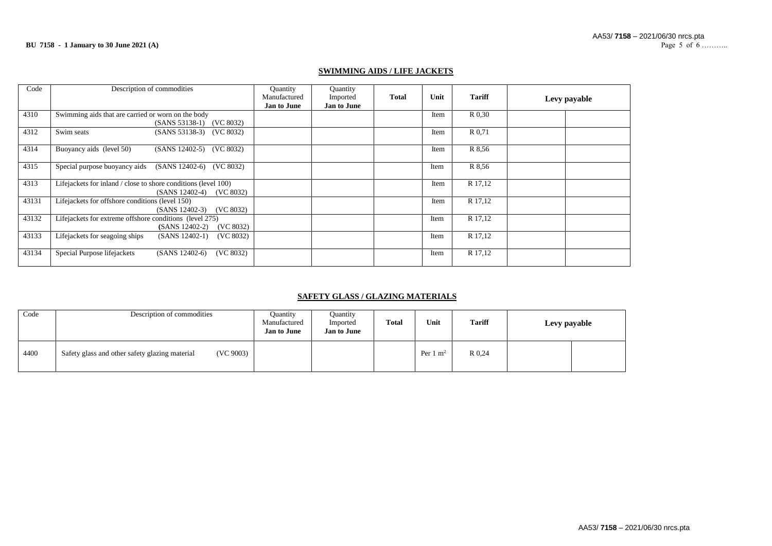## SWIMMING AIDS / LIFE JACKETS

| Code | Description of commodities | Quantity Manufactured **Jan to June** | Quantity Imported **Jan to June** | **Total** | **Unit** | **Tariff** | **Levy payable** | |
|---|---|---|---|---|---|---|---|---|
| 4310 | Swimming aids that are carried or worn on the body (SANS 53138-1) (VC 8032) | | | | Item | R 0,30 | | |
| 4312 | Swim seats (SANS 53138-3) (VC 8032) | | | | Item | R 0,71 | | |
| 4314 | Buoyancy aids (level 50) (SANS 12402-5) (VC 8032) | | | | Item | R 8,56 | | |
| 4315 | Special purpose buoyancy aids (SANS 12402-6) (VC 8032) | | | | Item | R 8,56 | | |
| 4313 | Lifejackets for inland / close to shore conditions (level 100) (SANS 12402-4) (VC 8032) | | | | Item | R 17,12 | | |
| 43131 | Lifejackets for offshore conditions (level 150) (SANS 12402-3) (VC 8032) | | | | Item | R 17,12 | | |
| 43132 | Lifejackets for extreme offshore conditions (level 275) (SANS 12402-2) (VC 8032) | | | | Item | R 17,12 | | |
| 43133 | Lifejackets for seagoing ships (SANS 12402-1) (VC 8032) | | | | Item | R 17,12 | | |
| 43134 | Special Purpose lifejackets (SANS 12402-6) (VC 8032) | | | | Item | R 17,12 | | |

## SAFETY GLASS / GLAZING MATERIALS

| Code | Description of commodities | Quantity Manufactured **Jan to June** | Quantity Imported **Jan to June** | **Total** | **Unit** | **Tariff** | **Levy payable** | |
|---|---|---|---|---|---|---|---|---|
| 4400 | Safety glass and other safety glazing material (VC 9003) | | | | Per 1 $m^2$ | R 0,24 | | |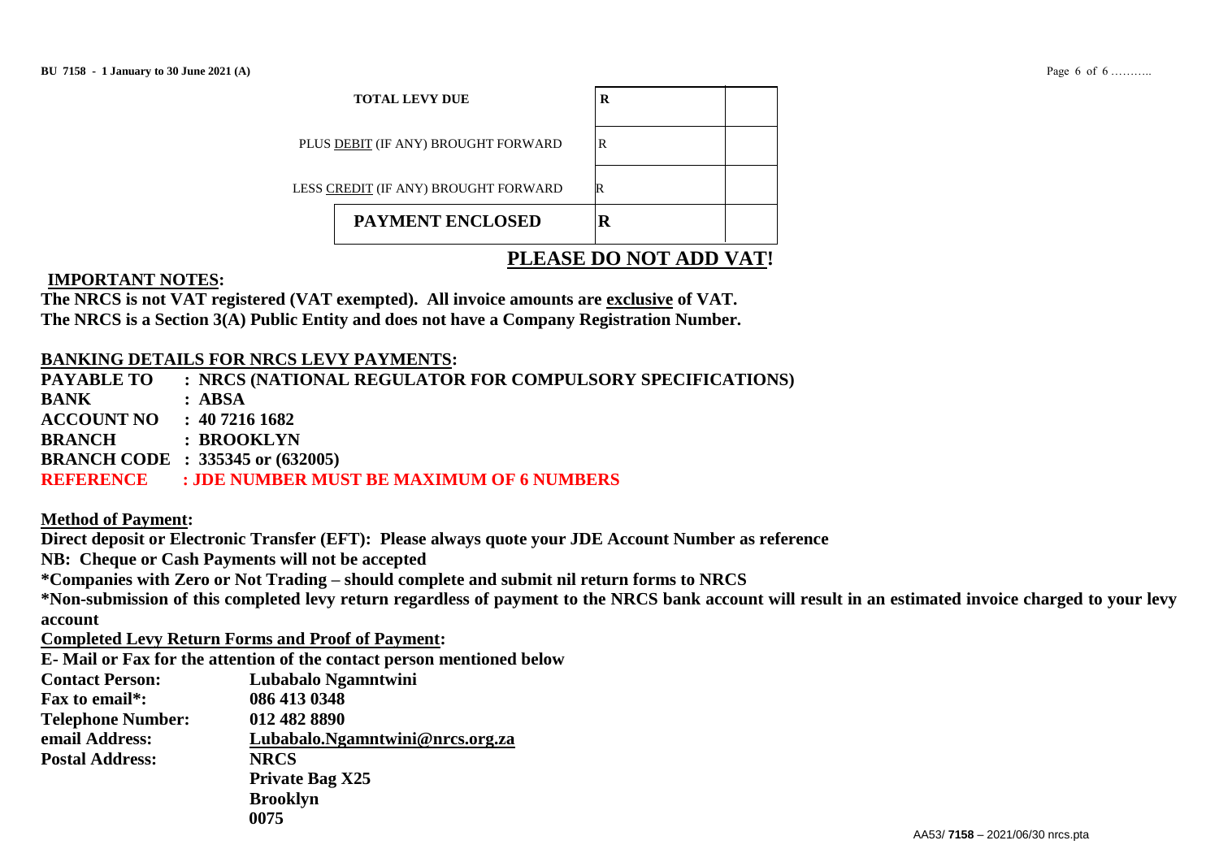| | | |
|---|---|---|
| **TOTAL LEVY DUE** | **R** | |
| PLUS DEBIT (IF ANY) BROUGHT FORWARD | R | |
| LESS CREDIT (IF ANY) BROUGHT FORWARD | R | |
| **PAYMENT ENCLOSED** | **R** | |

**PLEASE DO NOT ADD VAT!**

**IMPORTANT NOTES:**

**The NRCS is not VAT registered (VAT exempted). All invoice amounts are exclusive of VAT.**
**The NRCS is a Section 3(A) Public Entity and does not have a Company Registration Number.**

**BANKING DETAILS FOR NRCS LEVY PAYMENTS:**

**PAYABLE TO : NRCS (NATIONAL REGULATOR FOR COMPULSORY SPECIFICATIONS)**
**BANK : ABSA**
**ACCOUNT NO : 40 7216 1682**
**BRANCH : BROOKLYN**
**BRANCH CODE : 335345 or (632005)**
**REFERENCE : JDE NUMBER MUST BE MAXIMUM OF 6 NUMBERS**

**Method of Payment:**

**Direct deposit or Electronic Transfer (EFT): Please always quote your JDE Account Number as reference**

**NB: Cheque or Cash Payments will not be accepted**

**\*Companies with Zero or Not Trading – should complete and submit nil return forms to NRCS**

**\*Non-submission of this completed levy return regardless of payment to the NRCS bank account will result in an estimated invoice charged to your levy account**

**Completed Levy Return Forms and Proof of Payment:**

**E- Mail or Fax for the attention of the contact person mentioned below**

**Contact Person:** **Lubabalo Ngamntwini**
**Fax to email\*:** **086 413 0348**
**Telephone Number:** **012 482 8890**
**email Address:** **Lubabalo.Ngamntwini@nrcs.org.za**
**Postal Address:** **NRCS**
**Private Bag X25**
**Brooklyn**
**0075**